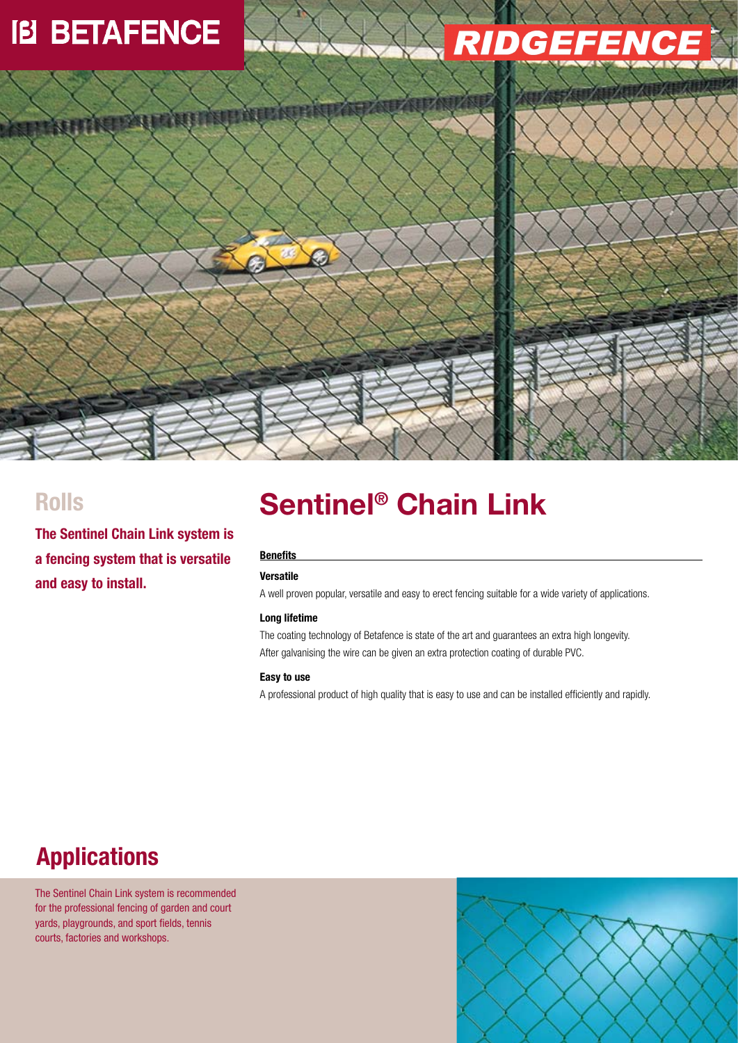BETAFENCE

RIDGEFENCE

## Rolls

**The Sentinel Chain Link system is a fencing system that is versatile and easy to install.**

# Sentinel® Chain Link

**Benefits**

**Versatile**

A well proven popular, versatile and easy to erect fencing suitable for a wide variety of applications.

**Long lifetime**

The coating technology of Betafence is state of the art and guarantees an extra high longevity.
After galvanising the wire can be given an extra protection coating of durable PVC.

**Easy to use**

A professional product of high quality that is easy to use and can be installed efficiently and rapidly.

## Applications

The Sentinel Chain Link system is recommended for the professional fencing of garden and court yards, playgrounds, and sport fields, tennis courts, factories and workshops.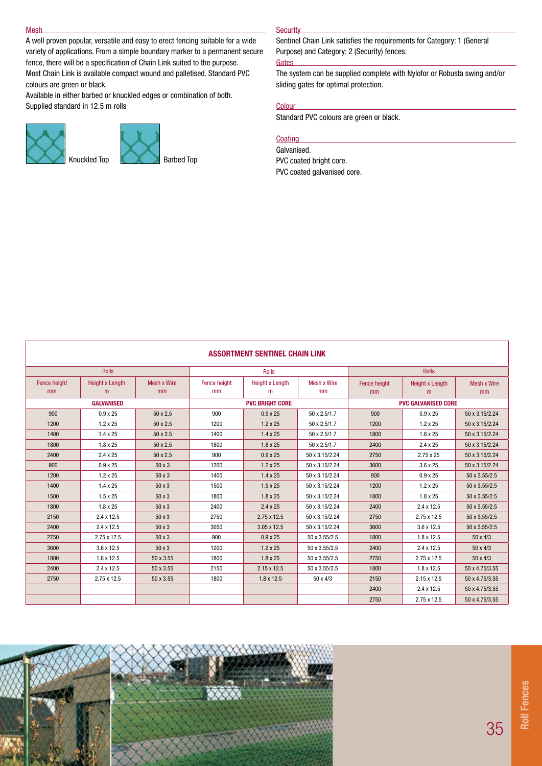## Mesh

A well proven popular, versatile and easy to erect fencing suitable for a wide variety of applications. From a simple boundary marker to a permanent secure fence, there will be a specification of Chain Link suited to the purpose.
Most Chain Link is available compact wound and palletised. Standard PVC colours are green or black.
Available in either barbed or knuckled edges or combination of both.
Supplied standard in 12.5 m rolls

Knuckled Top

Barbed Top

## Security

Sentinel Chain Link satisfies the requirements for Category: 1 (General Purpose) and Category: 2 (Security) fences.

## Gates

The system can be supplied complete with Nylofor or Robusta swing and/or sliding gates for optimal protection.

## Colour

Standard PVC colours are green or black.

## Coating

Galvanised.
PVC coated bright core.
PVC coated galvanised core.

**ASSORTMENT SENTINEL CHAIN LINK**

| Rolls | | | Rolls | | | Rolls | | |
|---|---|---|---|---|---|---|---|---|
| Fence height mm | Height x Length m | Mesh x Wire mm | Fence height mm | Height x Length m | Mesh x Wire mm | Fence height mm | Height x Length m | Mesh x Wire mm |
| **GALVANISED** | | | **PVC BRIGHT CORE** | | | **PVC GALVANISED CORE** | | |
| 900 | 0.9 x 25 | 50 x 2.5 | 900 | 0.9 x 25 | 50 x 2.5/1.7 | 900 | 0.9 x 25 | 50 x 3.15/2.24 |
| 1200 | 1.2 x 25 | 50 x 2.5 | 1200 | 1.2 x 25 | 50 x 2.5/1.7 | 1200 | 1.2 x 25 | 50 x 3.15/2.24 |
| 1400 | 1.4 x 25 | 50 x 2.5 | 1400 | 1.4 x 25 | 50 x 2.5/1.7 | 1800 | 1.8 x 25 | 50 x 3.15/2.24 |
| 1800 | 1.8 x 25 | 50 x 2.5 | 1800 | 1.8 x 25 | 50 x 2.5/1.7 | 2400 | 2.4 x 25 | 50 x 3.15/2.24 |
| 2400 | 2.4 x 25 | 50 x 2.5 | 900 | 0.9 x 25 | 50 x 3.15/2.24 | 2750 | 2.75 x 25 | 50 x 3.15/2.24 |
| 900 | 0.9 x 25 | 50 x 3 | 1200 | 1.2 x 25 | 50 x 3.15/2.24 | 3600 | 3.6 x 25 | 50 x 3.15/2.24 |
| 1200 | 1.2 x 25 | 50 x 3 | 1400 | 1.4 x 25 | 50 x 3.15/2.24 | 900 | 0.9 x 25 | 50 x 3.55/2.5 |
| 1400 | 1.4 x 25 | 50 x 3 | 1500 | 1.5 x 25 | 50 x 3.15/2.24 | 1200 | 1.2 x 25 | 50 x 3.55/2.5 |
| 1500 | 1.5 x 25 | 50 x 3 | 1800 | 1.8 x 25 | 50 x 3.15/2.24 | 1800 | 1.8 x 25 | 50 x 3.55/2.5 |
| 1800 | 1.8 x 25 | 50 x 3 | 2400 | 2.4 x 25 | 50 x 3.15/2.24 | 2400 | 2.4 x 12.5 | 50 x 3.55/2.5 |
| 2150 | 2.4 x 12.5 | 50 x 3 | 2750 | 2.75 x 12.5 | 50 x 3.15/2.24 | 2750 | 2.75 x 12.5 | 50 x 3.55/2.5 |
| 2400 | 2.4 x 12.5 | 50 x 3 | 3050 | 3.05 x 12.5 | 50 x 3.15/2.24 | 3600 | 3.6 x 12.5 | 50 x 3.55/2.5 |
| 2750 | 2.75 x 12.5 | 50 x 3 | 900 | 0.9 x 25 | 50 x 3.55/2.5 | 1800 | 1.8 x 12.5 | 50 x 4/3 |
| 3600 | 3.6 x 12.5 | 50 x 3 | 1200 | 1.2 x 25 | 50 x 3.55/2.5 | 2400 | 2.4 x 12.5 | 50 x 4/3 |
| 1800 | 1.8 x 12.5 | 50 x 3.55 | 1800 | 1.8 x 25 | 50 x 3.55/2.5 | 2750 | 2.75 x 12.5 | 50 x 4/3 |
| 2400 | 2.4 x 12.5 | 50 x 3.55 | 2150 | 2.15 x 12.5 | 50 x 3.55/2.5 | 1800 | 1.8 x 12.5 | 50 x 4.75/3.55 |
| 2750 | 2.75 x 12.5 | 50 x 3.55 | 1800 | 1.8 x 12.5 | 50 x 4/3 | 2150 | 2.15 x 12.5 | 50 x 4.75/3.55 |
| | | | | | | 2400 | 2.4 x 12.5 | 50 x 4.75/3.55 |
| | | | | | | 2750 | 2.75 x 12.5 | 50 x 4.75/3.55 |

Roll Fences